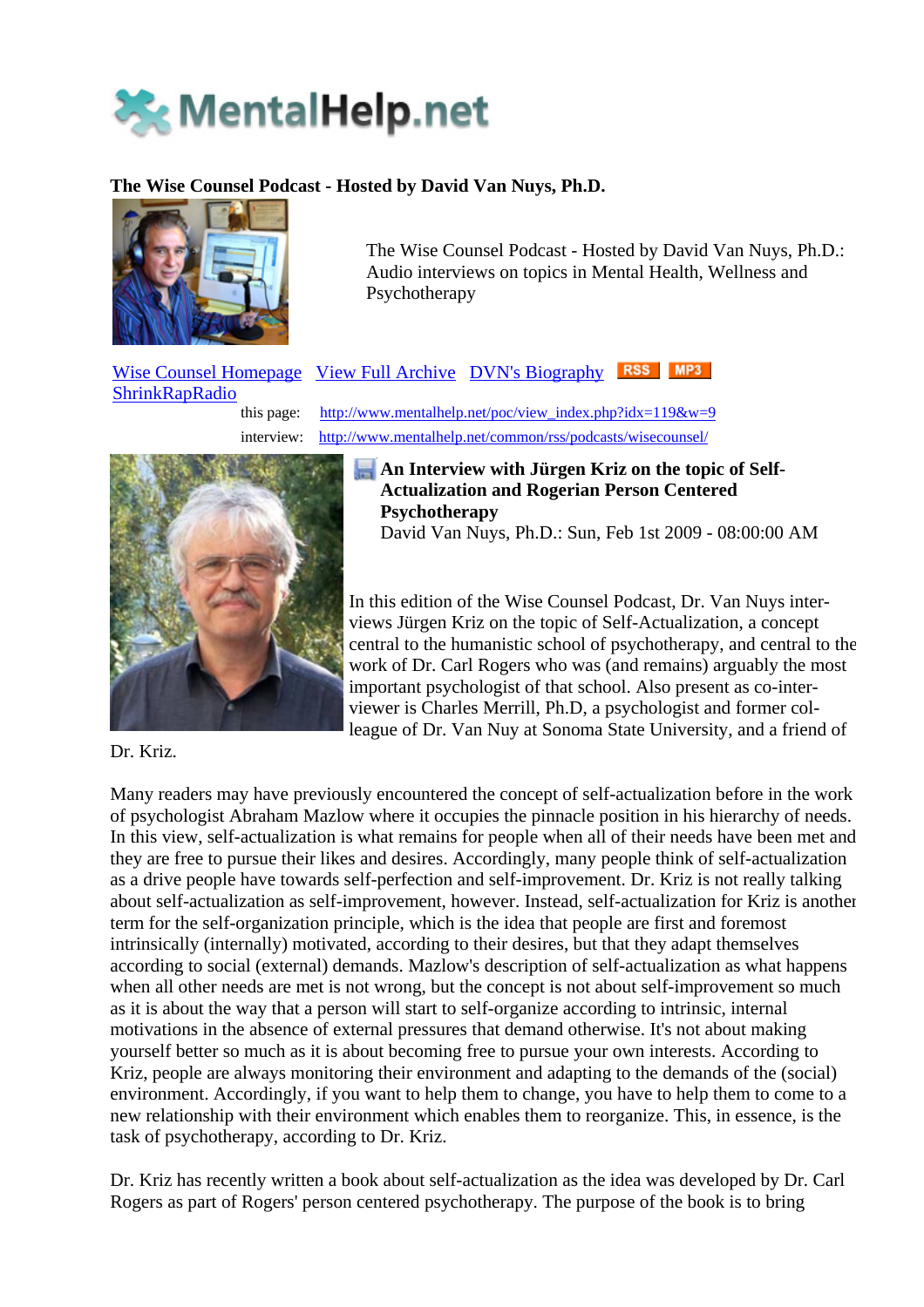**The Wise Counsel Podcast - Hosted by David Van Nuys, Ph.D.**

The Wise Counsel Podcast - Hosted by David Van Nuys, Ph.D.: Audio interviews on topics in Mental Health, Wellness and Psychotherapy

Wise Counsel Homepage View Full Archive DVN's Biography RSS MP3
ShrinkRapRadio

this page: http://www.mentalhelp.net/poc/view_index.php?idx=119&w=9

interview: http://www.mentalhelp.net/common/rss/podcasts/wisecounsel/

**An Interview with Jürgen Kriz on the topic of Self-Actualization and Rogerian Person Centered Psychotherapy**

David Van Nuys, Ph.D.: Sun, Feb 1st 2009 - 08:00:00 AM

In this edition of the Wise Counsel Podcast, Dr. Van Nuys interviews Jürgen Kriz on the topic of Self-Actualization, a concept central to the humanistic school of psychotherapy, and central to the work of Dr. Carl Rogers who was (and remains) arguably the most important psychologist of that school. Also present as co-interviewer is Charles Merrill, Ph.D, a psychologist and former colleague of Dr. Van Nuy at Sonoma State University, and a friend of Dr. Kriz.

Many readers may have previously encountered the concept of self-actualization before in the work of psychologist Abraham Mazlow where it occupies the pinnacle position in his hierarchy of needs. In this view, self-actualization is what remains for people when all of their needs have been met and they are free to pursue their likes and desires. Accordingly, many people think of self-actualization as a drive people have towards self-perfection and self-improvement. Dr. Kriz is not really talking about self-actualization as self-improvement, however. Instead, self-actualization for Kriz is another term for the self-organization principle, which is the idea that people are first and foremost intrinsically (internally) motivated, according to their desires, but that they adapt themselves according to social (external) demands. Mazlow's description of self-actualization as what happens when all other needs are met is not wrong, but the concept is not about self-improvement so much as it is about the way that a person will start to self-organize according to intrinsic, internal motivations in the absence of external pressures that demand otherwise. It's not about making yourself better so much as it is about becoming free to pursue your own interests. According to Kriz, people are always monitoring their environment and adapting to the demands of the (social) environment. Accordingly, if you want to help them to change, you have to help them to come to a new relationship with their environment which enables them to reorganize. This, in essence, is the task of psychotherapy, according to Dr. Kriz.

Dr. Kriz has recently written a book about self-actualization as the idea was developed by Dr. Carl Rogers as part of Rogers' person centered psychotherapy. The purpose of the book is to bring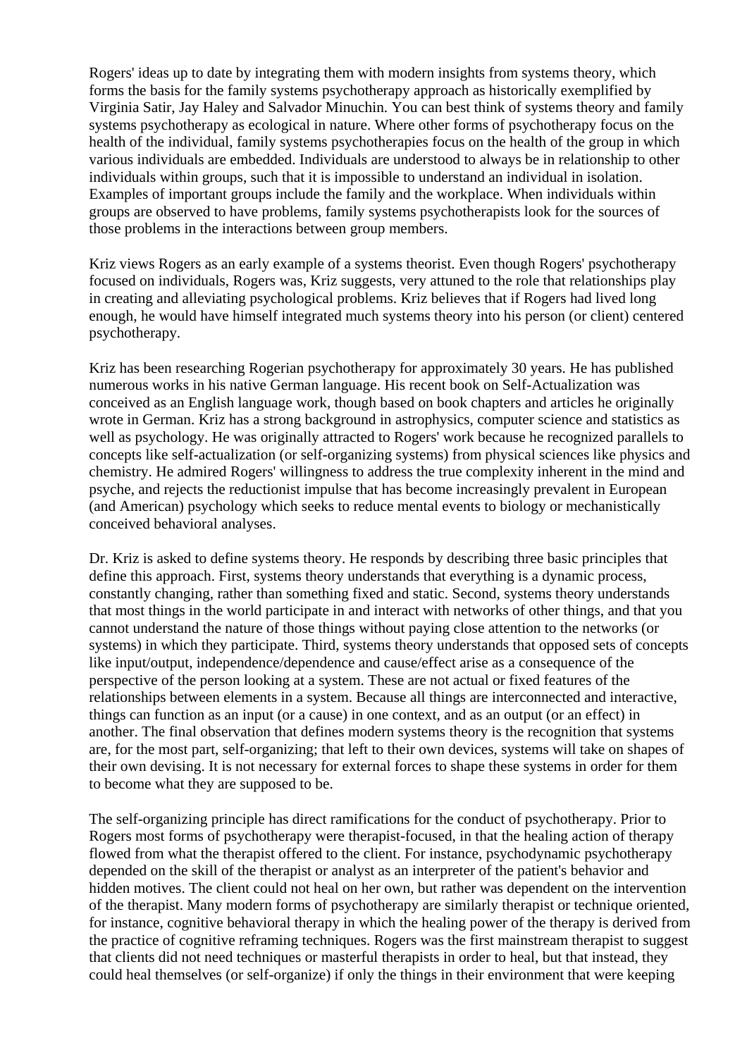Rogers' ideas up to date by integrating them with modern insights from systems theory, which forms the basis for the family systems psychotherapy approach as historically exemplified by Virginia Satir, Jay Haley and Salvador Minuchin. You can best think of systems theory and family systems psychotherapy as ecological in nature. Where other forms of psychotherapy focus on the health of the individual, family systems psychotherapies focus on the health of the group in which various individuals are embedded. Individuals are understood to always be in relationship to other individuals within groups, such that it is impossible to understand an individual in isolation. Examples of important groups include the family and the workplace. When individuals within groups are observed to have problems, family systems psychotherapists look for the sources of those problems in the interactions between group members.

Kriz views Rogers as an early example of a systems theorist. Even though Rogers' psychotherapy focused on individuals, Rogers was, Kriz suggests, very attuned to the role that relationships play in creating and alleviating psychological problems. Kriz believes that if Rogers had lived long enough, he would have himself integrated much systems theory into his person (or client) centered psychotherapy.

Kriz has been researching Rogerian psychotherapy for approximately 30 years. He has published numerous works in his native German language. His recent book on Self-Actualization was conceived as an English language work, though based on book chapters and articles he originally wrote in German. Kriz has a strong background in astrophysics, computer science and statistics as well as psychology. He was originally attracted to Rogers' work because he recognized parallels to concepts like self-actualization (or self-organizing systems) from physical sciences like physics and chemistry. He admired Rogers' willingness to address the true complexity inherent in the mind and psyche, and rejects the reductionist impulse that has become increasingly prevalent in European (and American) psychology which seeks to reduce mental events to biology or mechanistically conceived behavioral analyses.

Dr. Kriz is asked to define systems theory. He responds by describing three basic principles that define this approach. First, systems theory understands that everything is a dynamic process, constantly changing, rather than something fixed and static. Second, systems theory understands that most things in the world participate in and interact with networks of other things, and that you cannot understand the nature of those things without paying close attention to the networks (or systems) in which they participate. Third, systems theory understands that opposed sets of concepts like input/output, independence/dependence and cause/effect arise as a consequence of the perspective of the person looking at a system. These are not actual or fixed features of the relationships between elements in a system. Because all things are interconnected and interactive, things can function as an input (or a cause) in one context, and as an output (or an effect) in another. The final observation that defines modern systems theory is the recognition that systems are, for the most part, self-organizing; that left to their own devices, systems will take on shapes of their own devising. It is not necessary for external forces to shape these systems in order for them to become what they are supposed to be.

The self-organizing principle has direct ramifications for the conduct of psychotherapy. Prior to Rogers most forms of psychotherapy were therapist-focused, in that the healing action of therapy flowed from what the therapist offered to the client. For instance, psychodynamic psychotherapy depended on the skill of the therapist or analyst as an interpreter of the patient's behavior and hidden motives. The client could not heal on her own, but rather was dependent on the intervention of the therapist. Many modern forms of psychotherapy are similarly therapist or technique oriented, for instance, cognitive behavioral therapy in which the healing power of the therapy is derived from the practice of cognitive reframing techniques. Rogers was the first mainstream therapist to suggest that clients did not need techniques or masterful therapists in order to heal, but that instead, they could heal themselves (or self-organize) if only the things in their environment that were keeping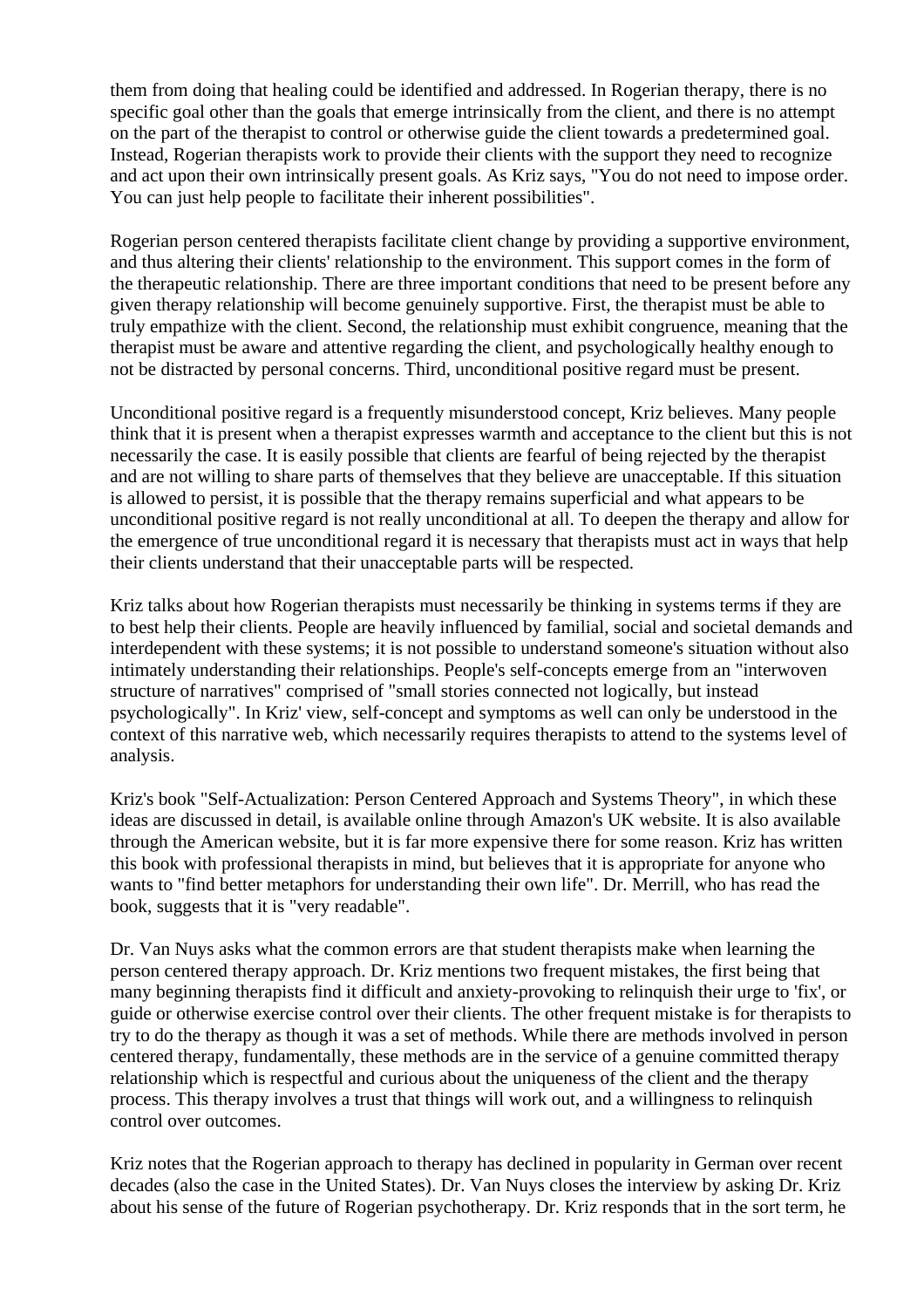them from doing that healing could be identified and addressed. In Rogerian therapy, there is no specific goal other than the goals that emerge intrinsically from the client, and there is no attempt on the part of the therapist to control or otherwise guide the client towards a predetermined goal. Instead, Rogerian therapists work to provide their clients with the support they need to recognize and act upon their own intrinsically present goals. As Kriz says, "You do not need to impose order. You can just help people to facilitate their inherent possibilities".

Rogerian person centered therapists facilitate client change by providing a supportive environment, and thus altering their clients' relationship to the environment. This support comes in the form of the therapeutic relationship. There are three important conditions that need to be present before any given therapy relationship will become genuinely supportive. First, the therapist must be able to truly empathize with the client. Second, the relationship must exhibit congruence, meaning that the therapist must be aware and attentive regarding the client, and psychologically healthy enough to not be distracted by personal concerns. Third, unconditional positive regard must be present.

Unconditional positive regard is a frequently misunderstood concept, Kriz believes. Many people think that it is present when a therapist expresses warmth and acceptance to the client but this is not necessarily the case. It is easily possible that clients are fearful of being rejected by the therapist and are not willing to share parts of themselves that they believe are unacceptable. If this situation is allowed to persist, it is possible that the therapy remains superficial and what appears to be unconditional positive regard is not really unconditional at all. To deepen the therapy and allow for the emergence of true unconditional regard it is necessary that therapists must act in ways that help their clients understand that their unacceptable parts will be respected.

Kriz talks about how Rogerian therapists must necessarily be thinking in systems terms if they are to best help their clients. People are heavily influenced by familial, social and societal demands and interdependent with these systems; it is not possible to understand someone's situation without also intimately understanding their relationships. People's self-concepts emerge from an "interwoven structure of narratives" comprised of "small stories connected not logically, but instead psychologically". In Kriz' view, self-concept and symptoms as well can only be understood in the context of this narrative web, which necessarily requires therapists to attend to the systems level of analysis.

Kriz's book "Self-Actualization: Person Centered Approach and Systems Theory", in which these ideas are discussed in detail, is available online through Amazon's UK website. It is also available through the American website, but it is far more expensive there for some reason. Kriz has written this book with professional therapists in mind, but believes that it is appropriate for anyone who wants to "find better metaphors for understanding their own life". Dr. Merrill, who has read the book, suggests that it is "very readable".

Dr. Van Nuys asks what the common errors are that student therapists make when learning the person centered therapy approach. Dr. Kriz mentions two frequent mistakes, the first being that many beginning therapists find it difficult and anxiety-provoking to relinquish their urge to 'fix', or guide or otherwise exercise control over their clients. The other frequent mistake is for therapists to try to do the therapy as though it was a set of methods. While there are methods involved in person centered therapy, fundamentally, these methods are in the service of a genuine committed therapy relationship which is respectful and curious about the uniqueness of the client and the therapy process. This therapy involves a trust that things will work out, and a willingness to relinquish control over outcomes.

Kriz notes that the Rogerian approach to therapy has declined in popularity in German over recent decades (also the case in the United States). Dr. Van Nuys closes the interview by asking Dr. Kriz about his sense of the future of Rogerian psychotherapy. Dr. Kriz responds that in the sort term, he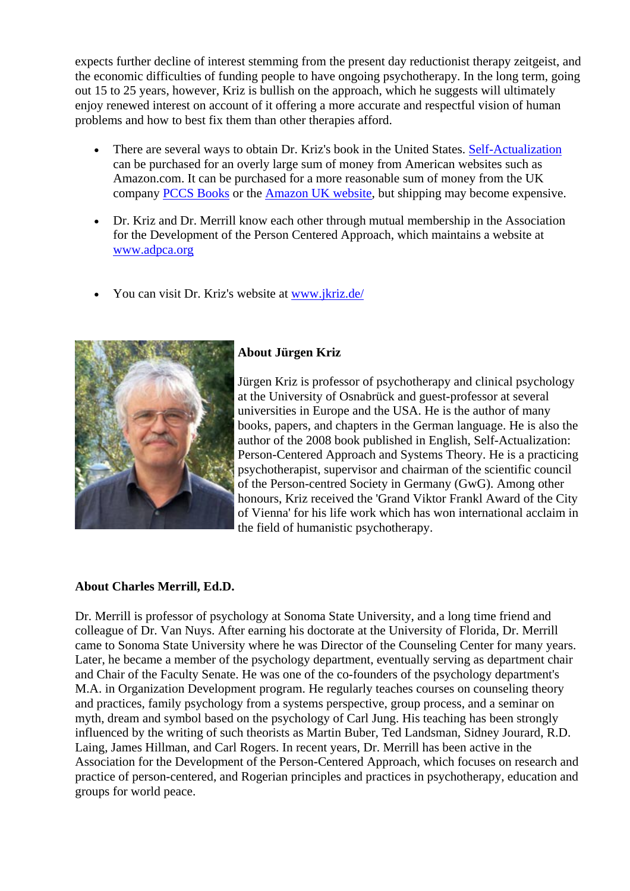expects further decline of interest stemming from the present day reductionist therapy zeitgeist, and the economic difficulties of funding people to have ongoing psychotherapy. In the long term, going out 15 to 25 years, however, Kriz is bullish on the approach, which he suggests will ultimately enjoy renewed interest on account of it offering a more accurate and respectful vision of human problems and how to best fix them than other therapies afford.

- There are several ways to obtain Dr. Kriz's book in the United States. Self-Actualization can be purchased for an overly large sum of money from American websites such as Amazon.com. It can be purchased for a more reasonable sum of money from the UK company PCCS Books or the Amazon UK website, but shipping may become expensive.
- Dr. Kriz and Dr. Merrill know each other through mutual membership in the Association for the Development of the Person Centered Approach, which maintains a website at www.adpca.org
- You can visit Dr. Kriz's website at www.jkriz.de/

**About Jürgen Kriz**

Jürgen Kriz is professor of psychotherapy and clinical psychology at the University of Osnabrück and guest-professor at several universities in Europe and the USA. He is the author of many books, papers, and chapters in the German language. He is also the author of the 2008 book published in English, Self-Actualization: Person-Centered Approach and Systems Theory. He is a practicing psychotherapist, supervisor and chairman of the scientific council of the Person-centred Society in Germany (GwG). Among other honours, Kriz received the 'Grand Viktor Frankl Award of the City of Vienna' for his life work which has won international acclaim in the field of humanistic psychotherapy.

**About Charles Merrill, Ed.D.**

Dr. Merrill is professor of psychology at Sonoma State University, and a long time friend and colleague of Dr. Van Nuys. After earning his doctorate at the University of Florida, Dr. Merrill came to Sonoma State University where he was Director of the Counseling Center for many years. Later, he became a member of the psychology department, eventually serving as department chair and Chair of the Faculty Senate. He was one of the co-founders of the psychology department's M.A. in Organization Development program. He regularly teaches courses on counseling theory and practices, family psychology from a systems perspective, group process, and a seminar on myth, dream and symbol based on the psychology of Carl Jung. His teaching has been strongly influenced by the writing of such theorists as Martin Buber, Ted Landsman, Sidney Jourard, R.D. Laing, James Hillman, and Carl Rogers. In recent years, Dr. Merrill has been active in the Association for the Development of the Person-Centered Approach, which focuses on research and practice of person-centered, and Rogerian principles and practices in psychotherapy, education and groups for world peace.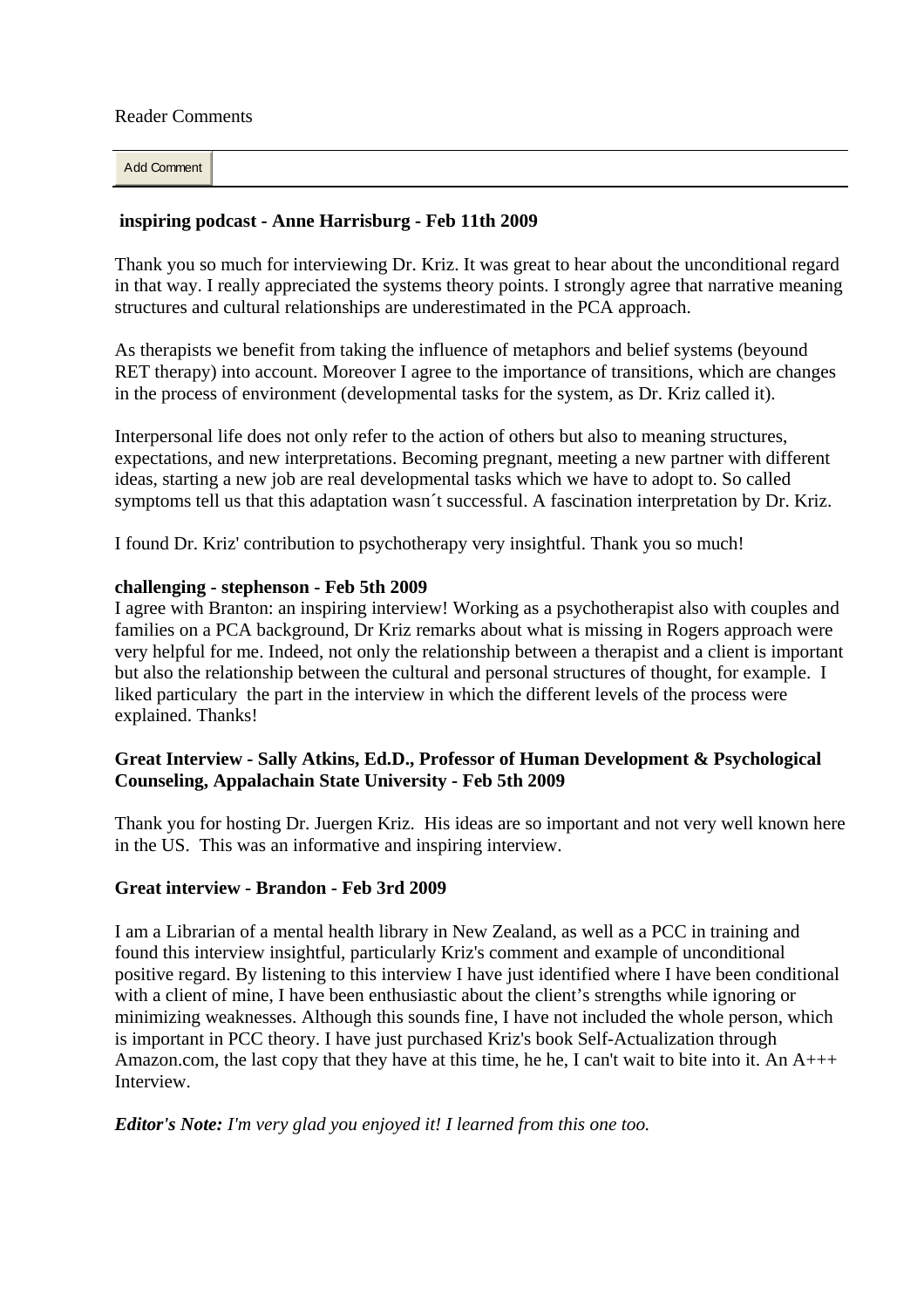Reader Comments

Add Comment

**inspiring podcast - Anne Harrisburg - Feb 11th 2009**

Thank you so much for interviewing Dr. Kriz. It was great to hear about the unconditional regard in that way. I really appreciated the systems theory points. I strongly agree that narrative meaning structures and cultural relationships are underestimated in the PCA approach.

As therapists we benefit from taking the influence of metaphors and belief systems (beyound RET therapy) into account. Moreover I agree to the importance of transitions, which are changes in the process of environment (developmental tasks for the system, as Dr. Kriz called it).

Interpersonal life does not only refer to the action of others but also to meaning structures, expectations, and new interpretations. Becoming pregnant, meeting a new partner with different ideas, starting a new job are real developmental tasks which we have to adopt to. So called symptoms tell us that this adaptation wasn´t successful. A fascination interpretation by Dr. Kriz.

I found Dr. Kriz' contribution to psychotherapy very insightful. Thank you so much!

**challenging - stephenson - Feb 5th 2009**

I agree with Branton: an inspiring interview! Working as a psychotherapist also with couples and families on a PCA background, Dr Kriz remarks about what is missing in Rogers approach were very helpful for me. Indeed, not only the relationship between a therapist and a client is important but also the relationship between the cultural and personal structures of thought, for example. I liked particulary the part in the interview in which the different levels of the process were explained. Thanks!

**Great Interview - Sally Atkins, Ed.D., Professor of Human Development & Psychological Counseling, Appalachain State University - Feb 5th 2009**

Thank you for hosting Dr. Juergen Kriz. His ideas are so important and not very well known here in the US. This was an informative and inspiring interview.

**Great interview - Brandon - Feb 3rd 2009**

I am a Librarian of a mental health library in New Zealand, as well as a PCC in training and found this interview insightful, particularly Kriz's comment and example of unconditional positive regard. By listening to this interview I have just identified where I have been conditional with a client of mine, I have been enthusiastic about the client's strengths while ignoring or minimizing weaknesses. Although this sounds fine, I have not included the whole person, which is important in PCC theory. I have just purchased Kriz's book Self-Actualization through Amazon.com, the last copy that they have at this time, he he, I can't wait to bite into it. An A+++ Interview.

***Editor's Note:*** *I'm very glad you enjoyed it! I learned from this one too.*